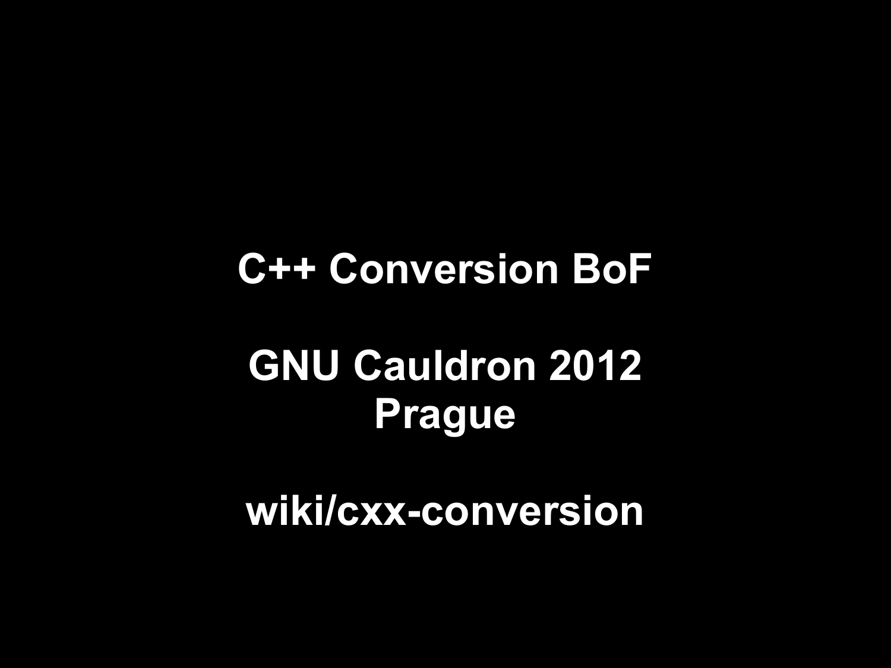# C++ Conversion BoF

**GNU Cauldron 2012**
**Prague**

**wiki/cxx-conversion**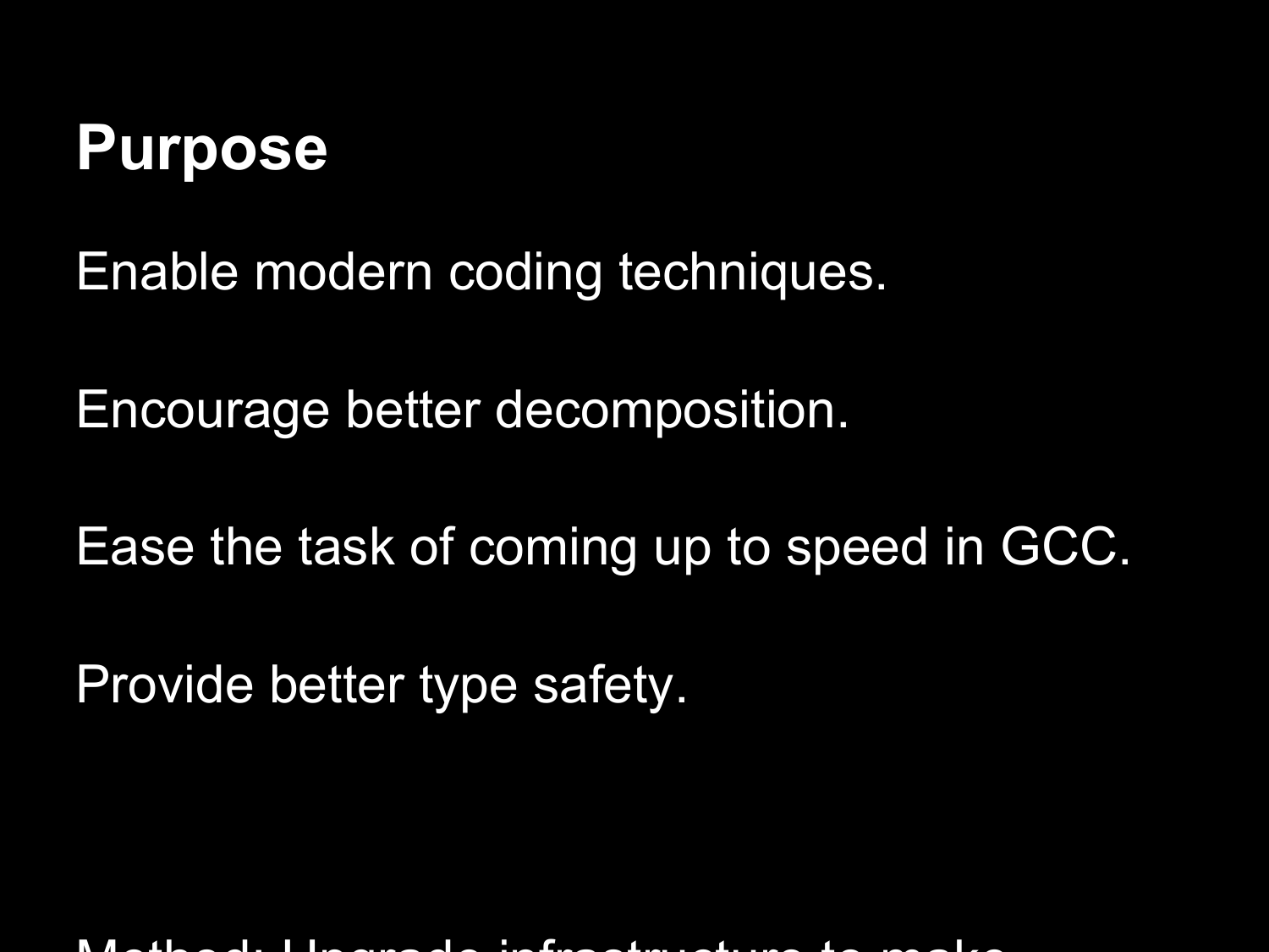# Purpose

Enable modern coding techniques.

Encourage better decomposition.

Ease the task of coming up to speed in GCC.

Provide better type safety.

Method: Upgrade infrastructure to make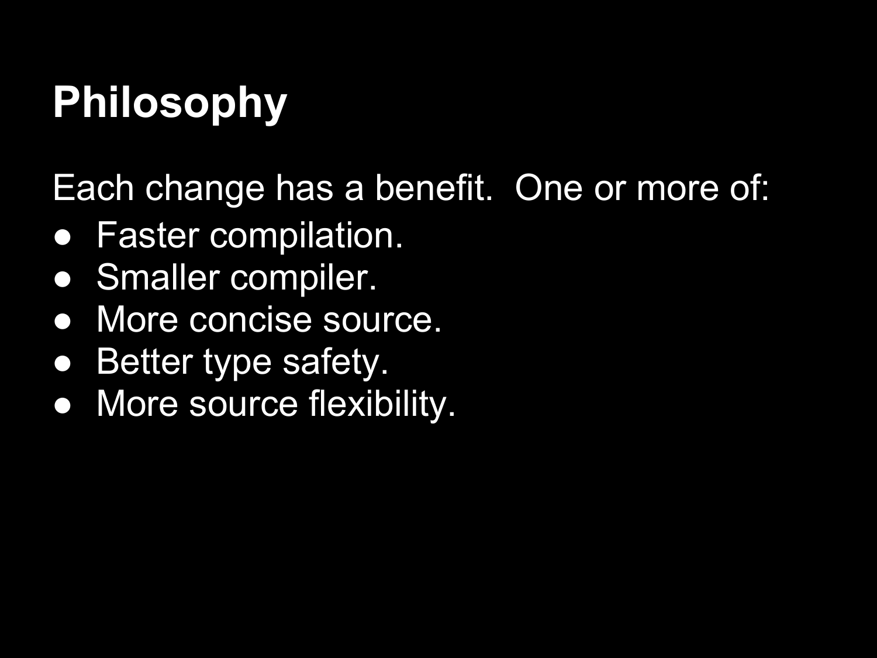# Philosophy

Each change has a benefit.  One or more of:

- Faster compilation.
- Smaller compiler.
- More concise source.
- Better type safety.
- More source flexibility.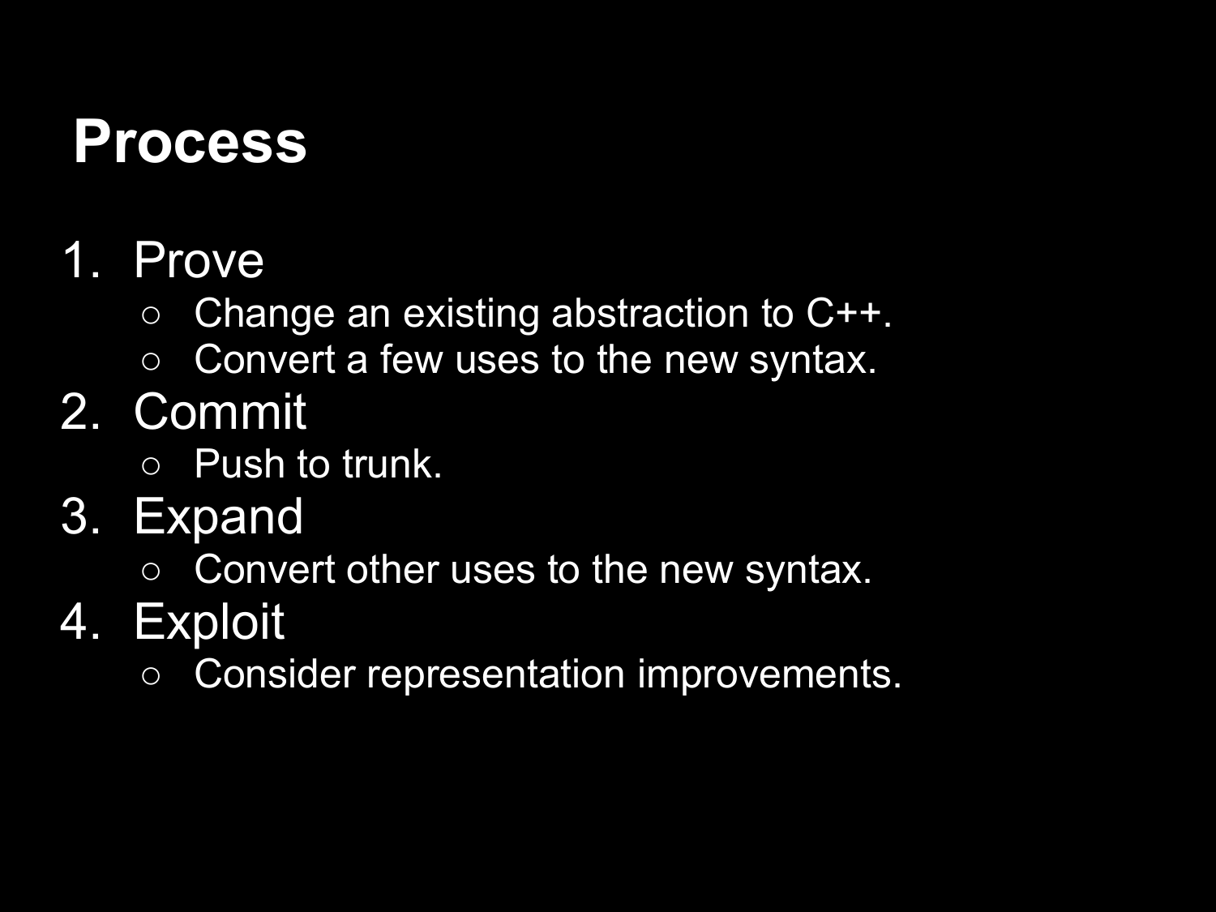# Process

1. Prove
   - Change an existing abstraction to C++.
   - Convert a few uses to the new syntax.
2. Commit
   - Push to trunk.
3. Expand
   - Convert other uses to the new syntax.
4. Exploit
   - Consider representation improvements.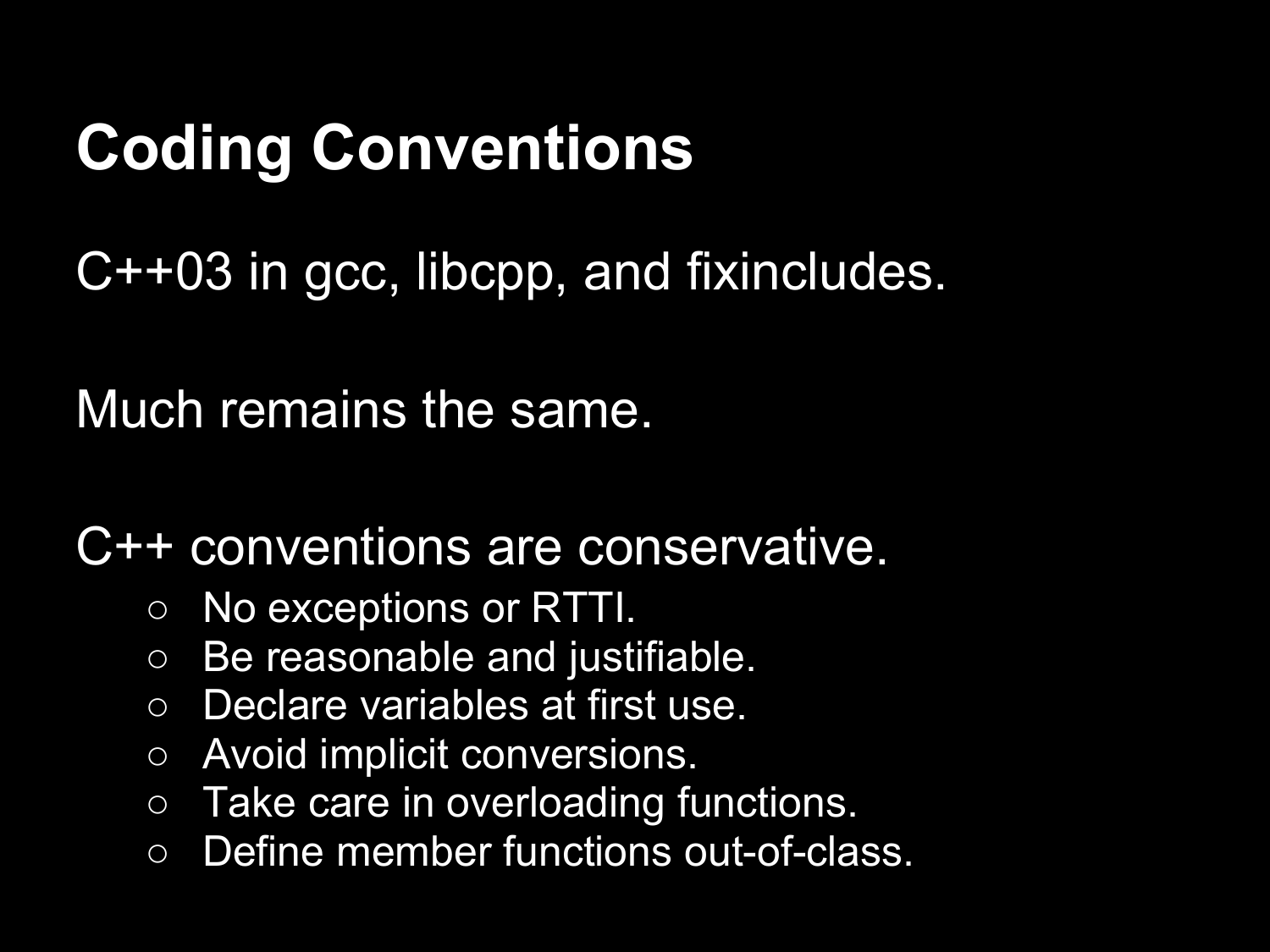# Coding Conventions

C++03 in gcc, libcpp, and fixincludes.

Much remains the same.

C++ conventions are conservative.

- No exceptions or RTTI.
- Be reasonable and justifiable.
- Declare variables at first use.
- Avoid implicit conversions.
- Take care in overloading functions.
- Define member functions out-of-class.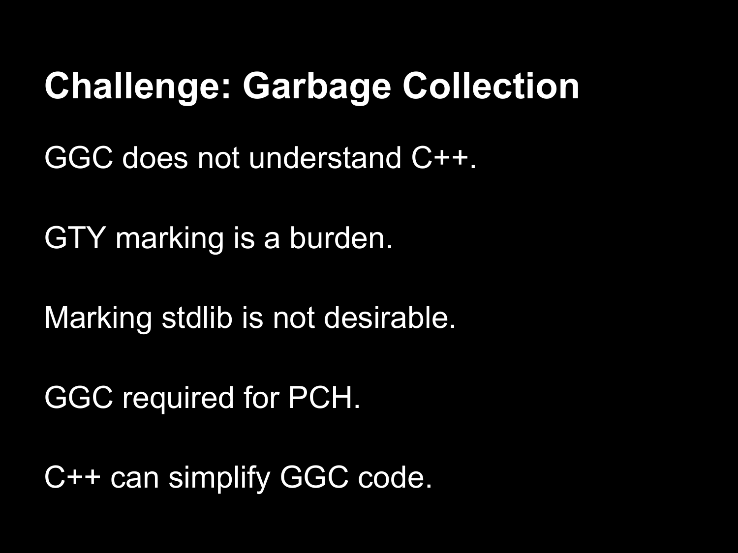# Challenge: Garbage Collection

GGC does not understand C++.

GTY marking is a burden.

Marking stdlib is not desirable.

GGC required for PCH.

C++ can simplify GGC code.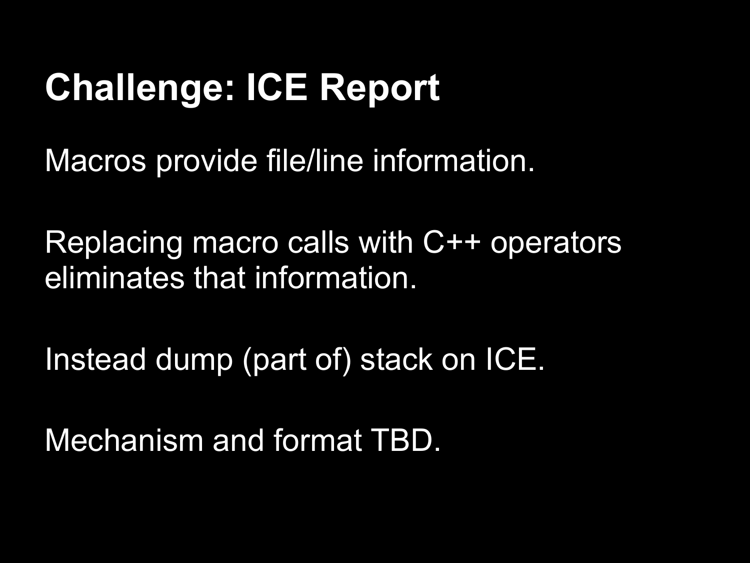# Challenge: ICE Report

Macros provide file/line information.

Replacing macro calls with C++ operators eliminates that information.

Instead dump (part of) stack on ICE.

Mechanism and format TBD.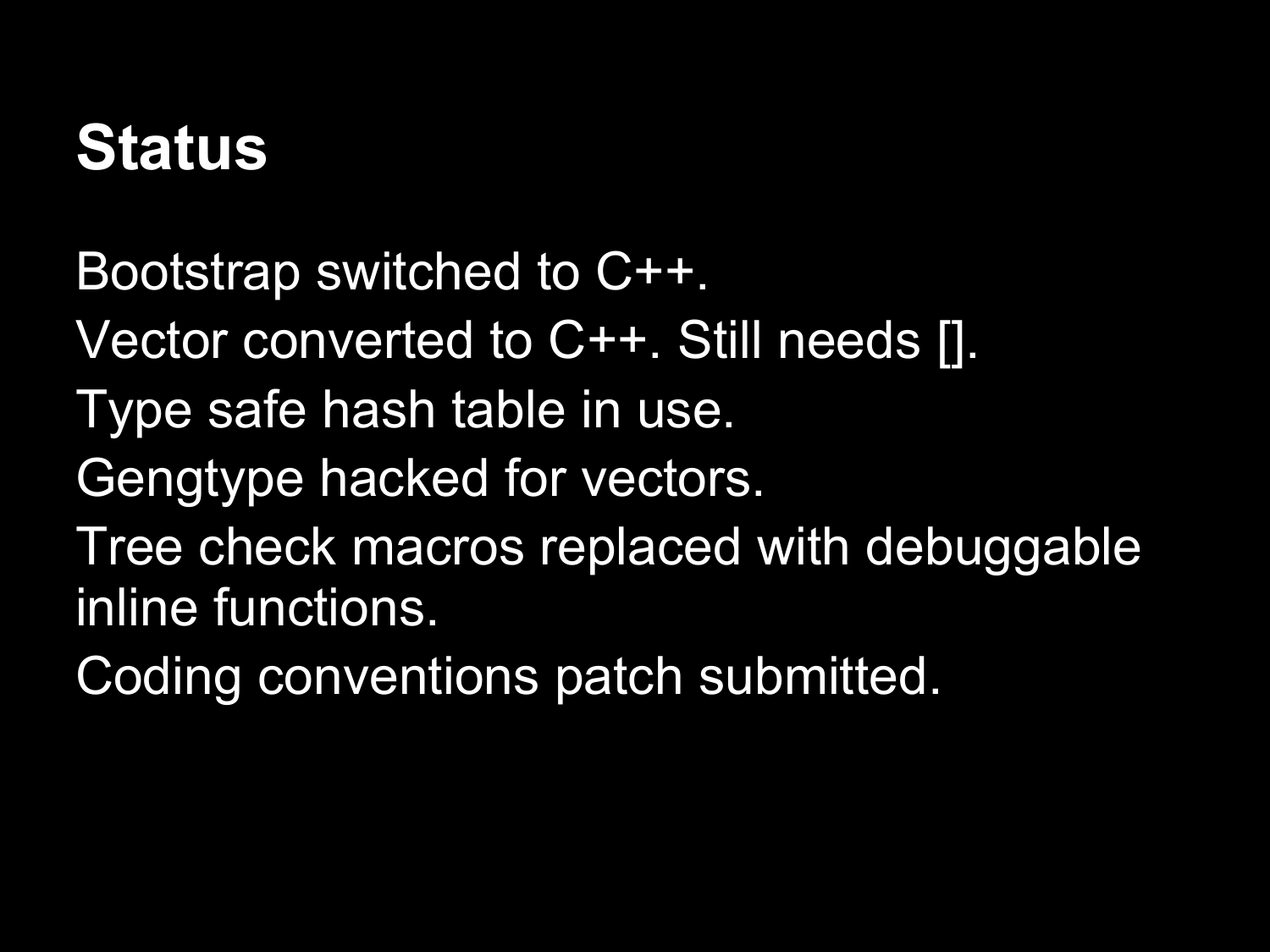# Status

Bootstrap switched to C++.

Vector converted to C++. Still needs [].

Type safe hash table in use.

Gengtype hacked for vectors.

Tree check macros replaced with debuggable inline functions.

Coding conventions patch submitted.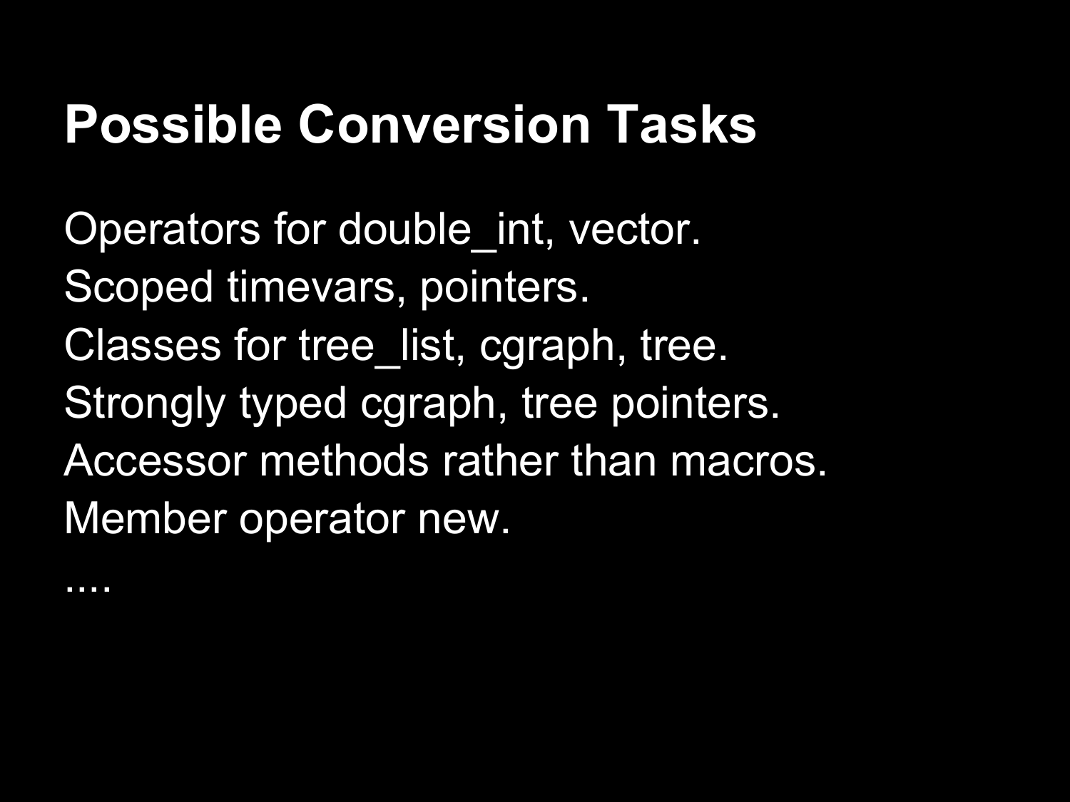# Possible Conversion Tasks

Operators for double_int, vector.
Scoped timevars, pointers.
Classes for tree_list, cgraph, tree.
Strongly typed cgraph, tree pointers.
Accessor methods rather than macros.
Member operator new.
....